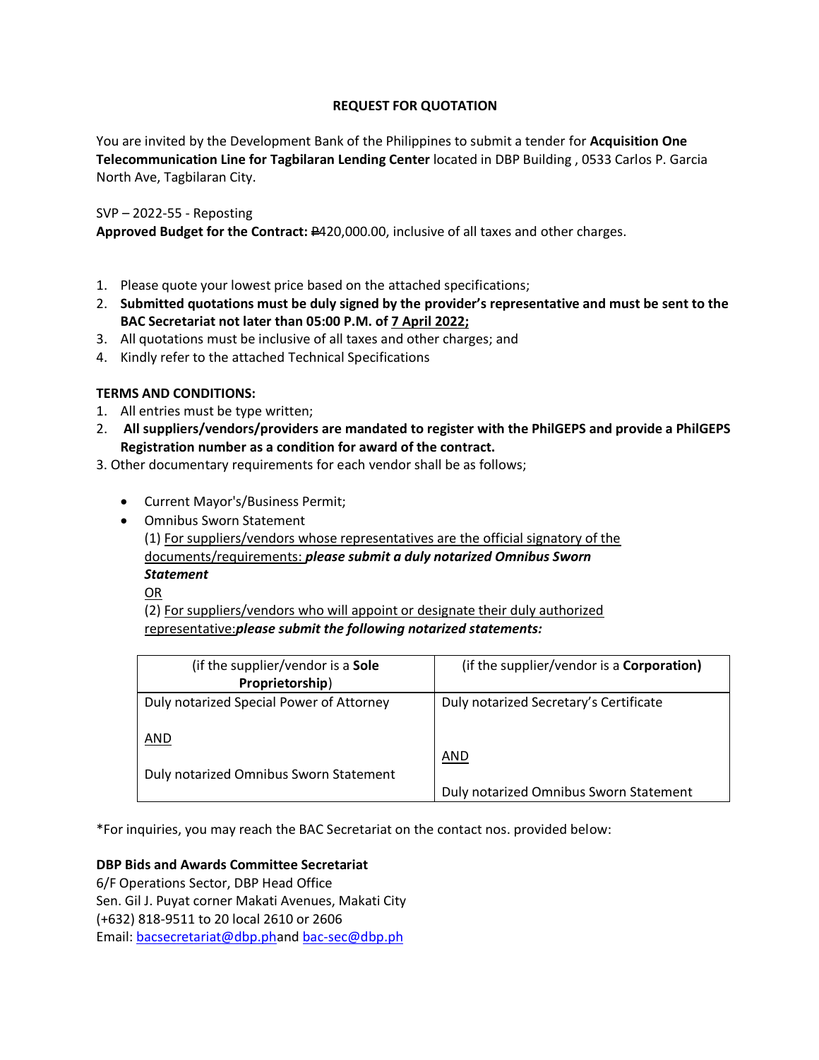# REQUEST FOR QUOTATION

You are invited by the Development Bank of the Philippines to submit a tender for **Acquisition One Telecommunication Line for Tagbilaran Lending Center** located in DBP Building , 0533 Carlos P. Garcia North Ave, Tagbilaran City.

SVP – 2022-55 - Reposting
**Approved Budget for the Contract:** ₱420,000.00, inclusive of all taxes and other charges.

1. Please quote your lowest price based on the attached specifications;
2. **Submitted quotations must be duly signed by the provider's representative and must be sent to the BAC Secretariat not later than 05:00 P.M. of 7 April 2022;**
3. All quotations must be inclusive of all taxes and other charges; and
4. Kindly refer to the attached Technical Specifications

**TERMS AND CONDITIONS:**

1. All entries must be type written;
2. **All suppliers/vendors/providers are mandated to register with the PhilGEPS and provide a PhilGEPS Registration number as a condition for award of the contract.**
3. Other documentary requirements for each vendor shall be as follows;

- Current Mayor's/Business Permit;
- Omnibus Sworn Statement
  (1) For suppliers/vendors whose representatives are the official signatory of the documents/requirements: ***please submit a duly notarized Omnibus Sworn Statement***
  OR
  (2) For suppliers/vendors who will appoint or designate their duly authorized representative:***please submit the following notarized statements:***

| (if the supplier/vendor is a **Sole Proprietorship**) | (if the supplier/vendor is a **Corporation)** |
|---|---|
| Duly notarized Special Power of Attorney<br><br>AND<br><br>Duly notarized Omnibus Sworn Statement | Duly notarized Secretary's Certificate<br><br>AND<br><br>Duly notarized Omnibus Sworn Statement |

*For inquiries, you may reach the BAC Secretariat on the contact nos. provided below:

**DBP Bids and Awards Committee Secretariat**
6/F Operations Sector, DBP Head Office
Sen. Gil J. Puyat corner Makati Avenues, Makati City
(+632) 818-9511 to 20 local 2610 or 2606
Email: bacsecretariat@dbp.phand bac-sec@dbp.ph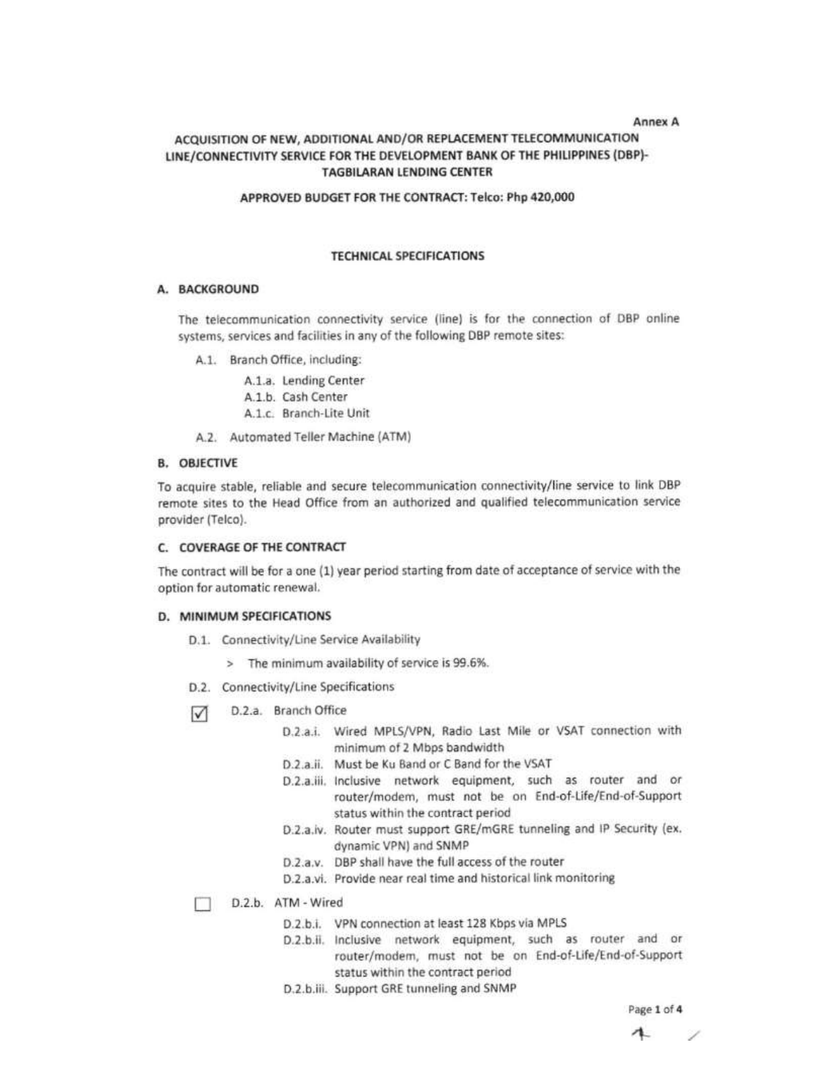Annex A

# ACQUISITION OF NEW, ADDITIONAL AND/OR REPLACEMENT TELECOMMUNICATION LINE/CONNECTIVITY SERVICE FOR THE DEVELOPMENT BANK OF THE PHILIPPINES (DBP)-TAGBILARAN LENDING CENTER

**APPROVED BUDGET FOR THE CONTRACT: Telco: Php 420,000**

## TECHNICAL SPECIFICATIONS

### A. BACKGROUND

The telecommunication connectivity service (line) is for the connection of DBP online systems, services and facilities in any of the following DBP remote sites:

- A.1. Branch Office, including:
  - A.1.a. Lending Center
  - A.1.b. Cash Center
  - A.1.c. Branch-Lite Unit
- A.2. Automated Teller Machine (ATM)

### B. OBJECTIVE

To acquire stable, reliable and secure telecommunication connectivity/line service to link DBP remote sites to the Head Office from an authorized and qualified telecommunication service provider (Telco).

### C. COVERAGE OF THE CONTRACT

The contract will be for a one (1) year period starting from date of acceptance of service with the option for automatic renewal.

### D. MINIMUM SPECIFICATIONS

- D.1. Connectivity/Line Service Availability
  - > The minimum availability of service is 99.6%.
- D.2. Connectivity/Line Specifications

☑ D.2.a. Branch Office

- D.2.a.i. Wired MPLS/VPN, Radio Last Mile or VSAT connection with minimum of 2 Mbps bandwidth
- D.2.a.ii. Must be Ku Band or C Band for the VSAT
- D.2.a.iii. Inclusive network equipment, such as router and or router/modem, must not be on End-of-Life/End-of-Support status within the contract period
- D.2.a.iv. Router must support GRE/mGRE tunneling and IP Security (ex. dynamic VPN) and SNMP
- D.2.a.v. DBP shall have the full access of the router
- D.2.a.vi. Provide near real time and historical link monitoring

☐ D.2.b. ATM - Wired

- D.2.b.i. VPN connection at least 128 Kbps via MPLS
- D.2.b.ii. Inclusive network equipment, such as router and or router/modem, must not be on End-of-Life/End-of-Support status within the contract period
- D.2.b.iii. Support GRE tunneling and SNMP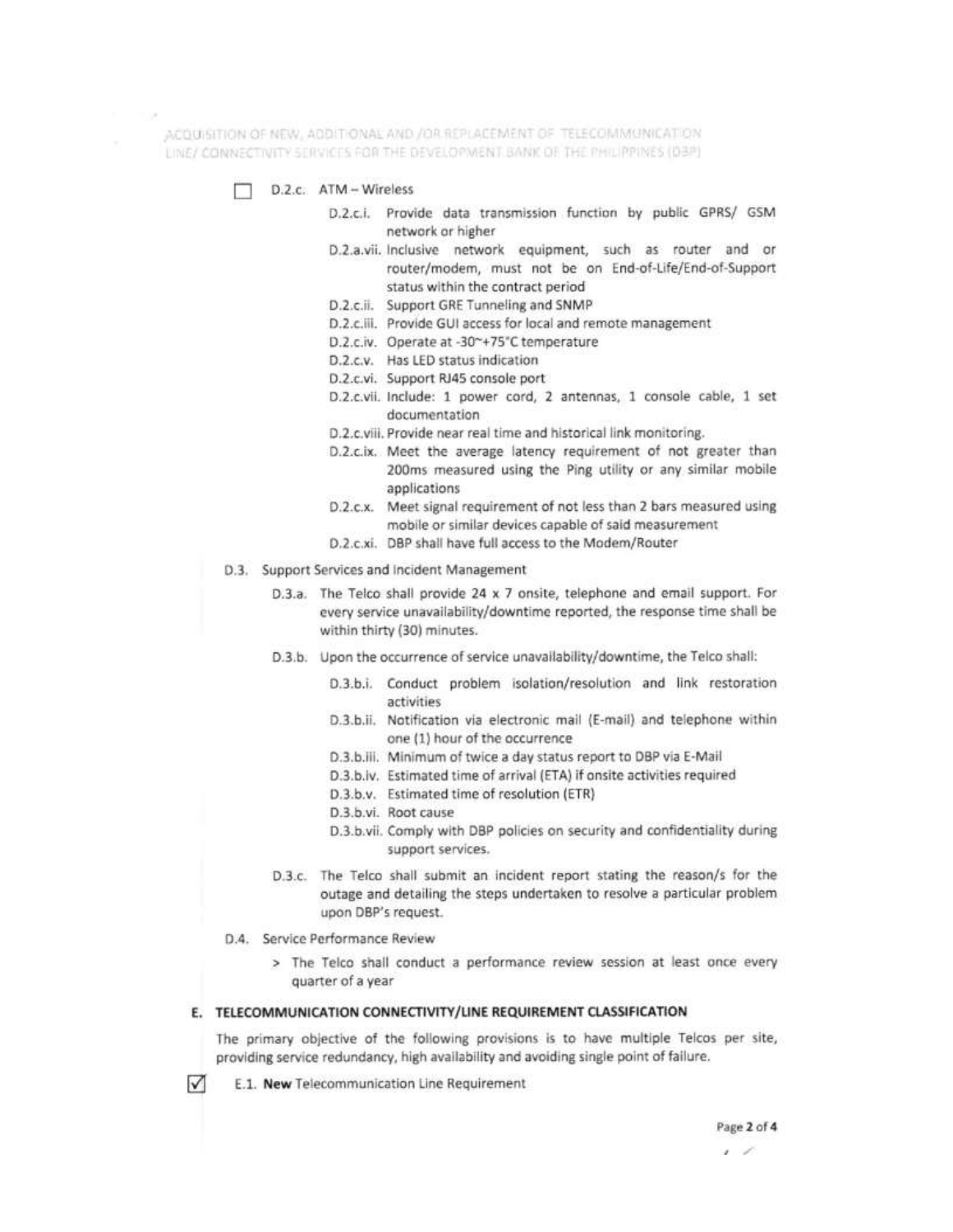☐ D.2.c. ATM – Wireless

- D.2.c.i. Provide data transmission function by public GPRS/ GSM network or higher
- D.2.a.vii. Inclusive network equipment, such as router and or router/modem, must not be on End-of-Life/End-of-Support status within the contract period
- D.2.c.ii. Support GRE Tunneling and SNMP
- D.2.c.iii. Provide GUI access for local and remote management
- D.2.c.iv. Operate at -30~+75°C temperature
- D.2.c.v. Has LED status indication
- D.2.c.vi. Support RJ45 console port
- D.2.c.vii. Include: 1 power cord, 2 antennas, 1 console cable, 1 set documentation
- D.2.c.viii. Provide near real time and historical link monitoring.
- D.2.c.ix. Meet the average latency requirement of not greater than 200ms measured using the Ping utility or any similar mobile applications
- D.2.c.x. Meet signal requirement of not less than 2 bars measured using mobile or similar devices capable of said measurement
- D.2.c.xi. DBP shall have full access to the Modem/Router

D.3. Support Services and Incident Management

- D.3.a. The Telco shall provide 24 x 7 onsite, telephone and email support. For every service unavailability/downtime reported, the response time shall be within thirty (30) minutes.
- D.3.b. Upon the occurrence of service unavailability/downtime, the Telco shall:
  - D.3.b.i. Conduct problem isolation/resolution and link restoration activities
  - D.3.b.ii. Notification via electronic mail (E-mail) and telephone within one (1) hour of the occurrence
  - D.3.b.iii. Minimum of twice a day status report to DBP via E-Mail
  - D.3.b.iv. Estimated time of arrival (ETA) if onsite activities required
  - D.3.b.v. Estimated time of resolution (ETR)
  - D.3.b.vi. Root cause
  - D.3.b.vii. Comply with DBP policies on security and confidentiality during support services.
- D.3.c. The Telco shall submit an incident report stating the reason/s for the outage and detailing the steps undertaken to resolve a particular problem upon DBP's request.

D.4. Service Performance Review

> The Telco shall conduct a performance review session at least once every quarter of a year

## E. TELECOMMUNICATION CONNECTIVITY/LINE REQUIREMENT CLASSIFICATION

The primary objective of the following provisions is to have multiple Telcos per site, providing service redundancy, high availability and avoiding single point of failure.

☑ E.1. **New** Telecommunication Line Requirement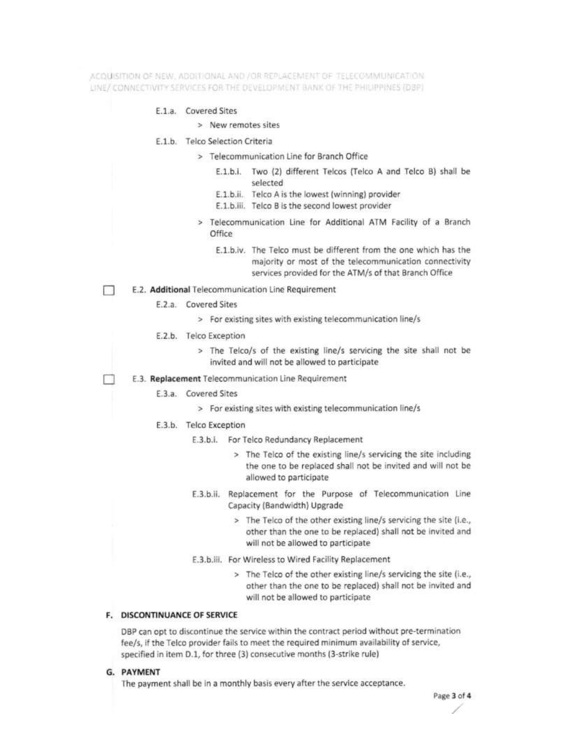E.1.a. Covered Sites

> New remotes sites

E.1.b. Telco Selection Criteria

> Telecommunication Line for Branch Office

E.1.b.i. Two (2) different Telcos (Telco A and Telco B) shall be selected

E.1.b.ii. Telco A is the lowest (winning) provider

E.1.b.iii. Telco B is the second lowest provider

> Telecommunication Line for Additional ATM Facility of a Branch Office

E.1.b.iv. The Telco must be different from the one which has the majority or most of the telecommunication connectivity services provided for the ATM/s of that Branch Office

☐ E.2. **Additional** Telecommunication Line Requirement

E.2.a. Covered Sites

> For existing sites with existing telecommunication line/s

E.2.b. Telco Exception

> The Telco/s of the existing line/s servicing the site shall not be invited and will not be allowed to participate

☐ E.3. **Replacement** Telecommunication Line Requirement

E.3.a. Covered Sites

> For existing sites with existing telecommunication line/s

E.3.b. Telco Exception

E.3.b.i. For Telco Redundancy Replacement

> The Telco of the existing line/s servicing the site including the one to be replaced shall not be invited and will not be allowed to participate

E.3.b.ii. Replacement for the Purpose of Telecommunication Line Capacity (Bandwidth) Upgrade

> The Telco of the other existing line/s servicing the site (i.e., other than the one to be replaced) shall not be invited and will not be allowed to participate

E.3.b.iii. For Wireless to Wired Facility Replacement

> The Telco of the other existing line/s servicing the site (i.e., other than the one to be replaced) shall not be invited and will not be allowed to participate

## F. DISCONTINUANCE OF SERVICE

DBP can opt to discontinue the service within the contract period without pre-termination fee/s, if the Telco provider fails to meet the required minimum availability of service, specified in item D.1, for three (3) consecutive months (3-strike rule)

## G. PAYMENT

The payment shall be in a monthly basis every after the service acceptance.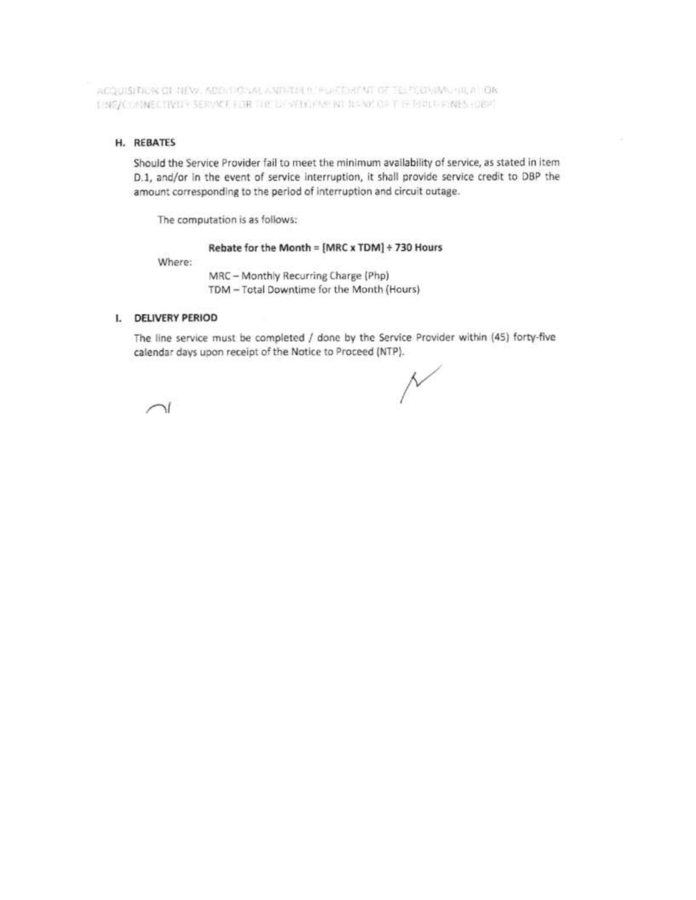## H. REBATES

Should the Service Provider fail to meet the minimum availability of service, as stated in item D.1, and/or in the event of service interruption, it shall provide service credit to DBP the amount corresponding to the period of interruption and circuit outage.

The computation is as follows:

**Rebate for the Month = [MRC x TDM] ÷ 730 Hours**

Where:

MRC – Monthly Recurring Charge (Php)
TDM – Total Downtime for the Month (Hours)

## I. DELIVERY PERIOD

The line service must be completed / done by the Service Provider within (45) forty-five calendar days upon receipt of the Notice to Proceed (NTP).